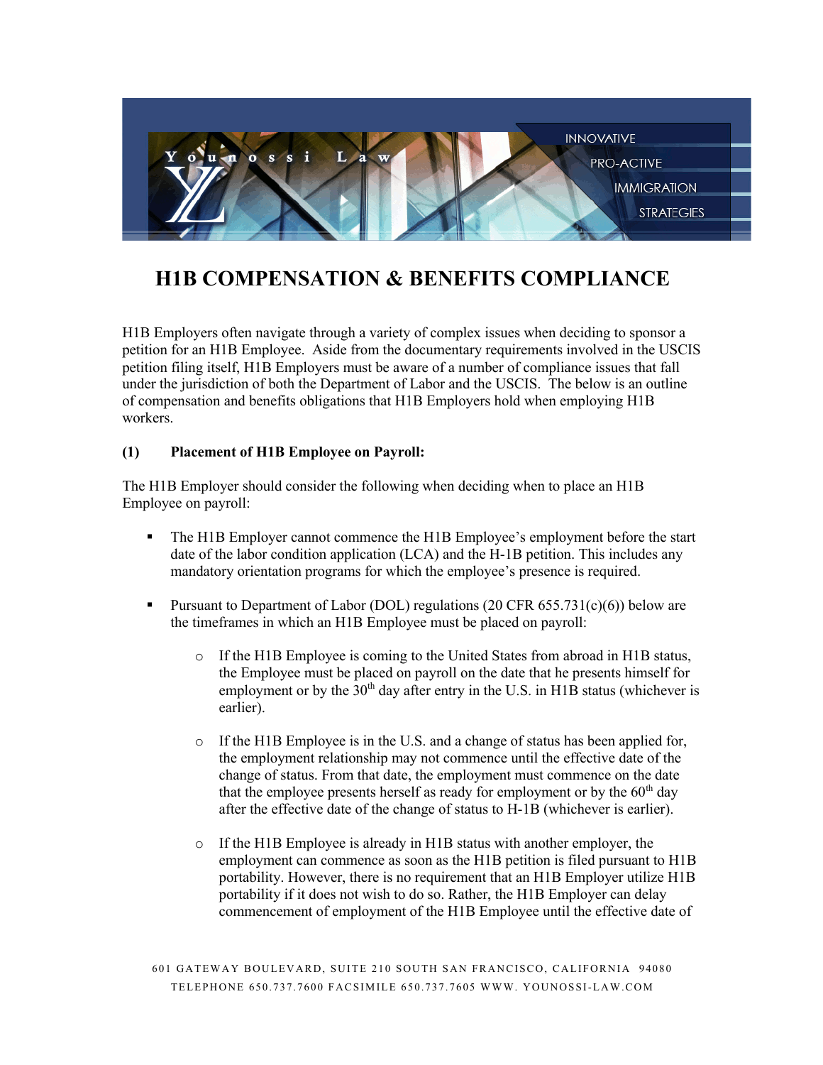# H1B COMPENSATION & BENEFITS COMPLIANCE

H1B Employers often navigate through a variety of complex issues when deciding to sponsor a petition for an H1B Employee. Aside from the documentary requirements involved in the USCIS petition filing itself, H1B Employers must be aware of a number of compliance issues that fall under the jurisdiction of both the Department of Labor and the USCIS. The below is an outline of compensation and benefits obligations that H1B Employers hold when employing H1B workers.

**(1) Placement of H1B Employee on Payroll:**

The H1B Employer should consider the following when deciding when to place an H1B Employee on payroll:

- The H1B Employer cannot commence the H1B Employee's employment before the start date of the labor condition application (LCA) and the H-1B petition. This includes any mandatory orientation programs for which the employee's presence is required.
- Pursuant to Department of Labor (DOL) regulations (20 CFR 655.731(c)(6)) below are the timeframes in which an H1B Employee must be placed on payroll:
    - If the H1B Employee is coming to the United States from abroad in H1B status, the Employee must be placed on payroll on the date that he presents himself for employment or by the 30th day after entry in the U.S. in H1B status (whichever is earlier).
    - If the H1B Employee is in the U.S. and a change of status has been applied for, the employment relationship may not commence until the effective date of the change of status. From that date, the employment must commence on the date that the employee presents herself as ready for employment or by the 60th day after the effective date of the change of status to H-1B (whichever is earlier).
    - If the H1B Employee is already in H1B status with another employer, the employment can commence as soon as the H1B petition is filed pursuant to H1B portability. However, there is no requirement that an H1B Employer utilize H1B portability if it does not wish to do so. Rather, the H1B Employer can delay commencement of employment of the H1B Employee until the effective date of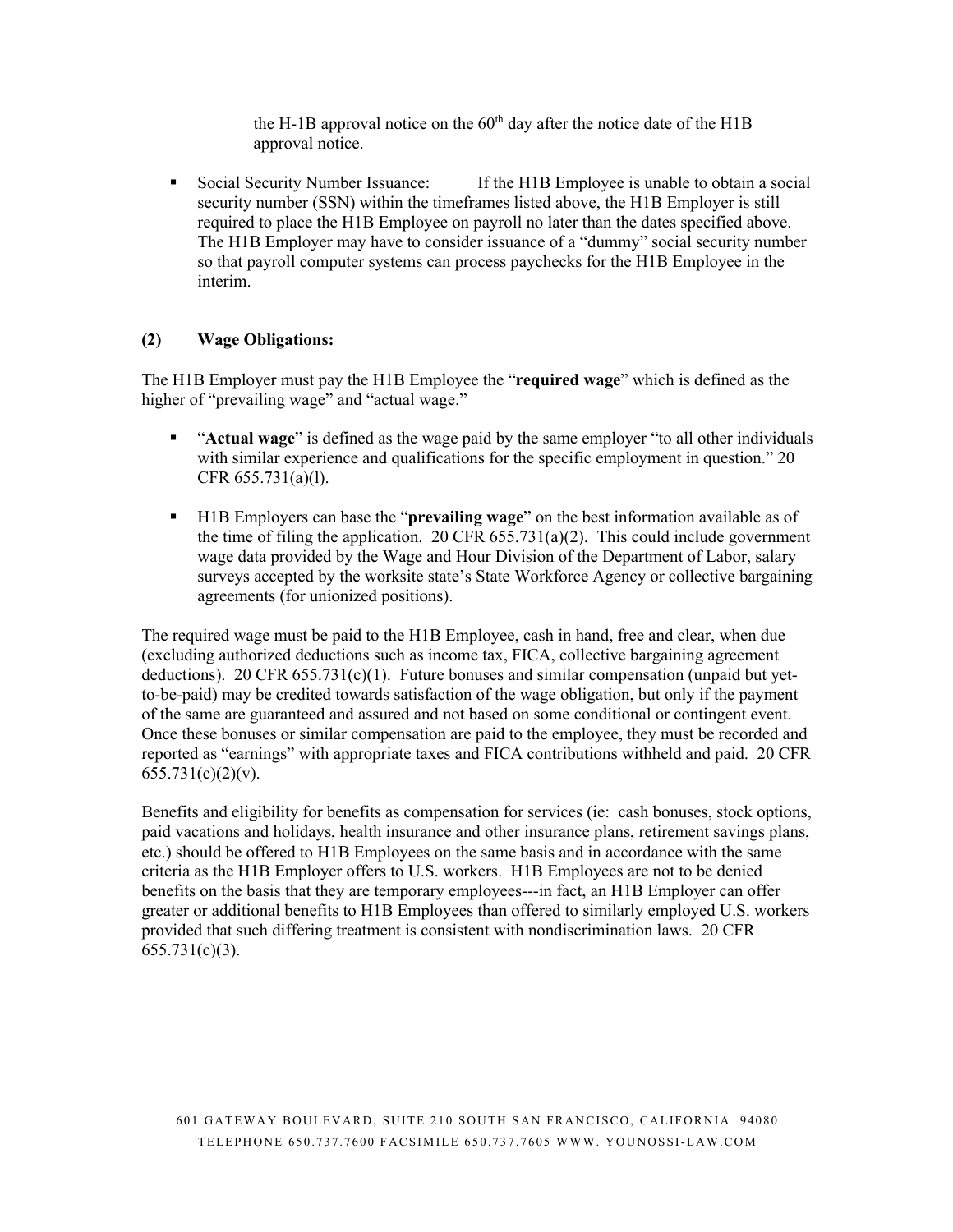the H-1B approval notice on the 60th day after the notice date of the H1B approval notice.

- Social Security Number Issuance: If the H1B Employee is unable to obtain a social security number (SSN) within the timeframes listed above, the H1B Employer is still required to place the H1B Employee on payroll no later than the dates specified above. The H1B Employer may have to consider issuance of a "dummy" social security number so that payroll computer systems can process paychecks for the H1B Employee in the interim.

**(2) Wage Obligations:**

The H1B Employer must pay the H1B Employee the "**required wage**" which is defined as the higher of "prevailing wage" and "actual wage."

- "**Actual wage**" is defined as the wage paid by the same employer "to all other individuals with similar experience and qualifications for the specific employment in question." 20 CFR 655.731(a)(l).

- H1B Employers can base the "**prevailing wage**" on the best information available as of the time of filing the application. 20 CFR 655.731(a)(2). This could include government wage data provided by the Wage and Hour Division of the Department of Labor, salary surveys accepted by the worksite state's State Workforce Agency or collective bargaining agreements (for unionized positions).

The required wage must be paid to the H1B Employee, cash in hand, free and clear, when due (excluding authorized deductions such as income tax, FICA, collective bargaining agreement deductions). 20 CFR 655.731(c)(1). Future bonuses and similar compensation (unpaid but yet-to-be-paid) may be credited towards satisfaction of the wage obligation, but only if the payment of the same are guaranteed and assured and not based on some conditional or contingent event. Once these bonuses or similar compensation are paid to the employee, they must be recorded and reported as "earnings" with appropriate taxes and FICA contributions withheld and paid. 20 CFR 655.731(c)(2)(v).

Benefits and eligibility for benefits as compensation for services (ie: cash bonuses, stock options, paid vacations and holidays, health insurance and other insurance plans, retirement savings plans, etc.) should be offered to H1B Employees on the same basis and in accordance with the same criteria as the H1B Employer offers to U.S. workers. H1B Employees are not to be denied benefits on the basis that they are temporary employees---in fact, an H1B Employer can offer greater or additional benefits to H1B Employees than offered to similarly employed U.S. workers provided that such differing treatment is consistent with nondiscrimination laws. 20 CFR 655.731(c)(3).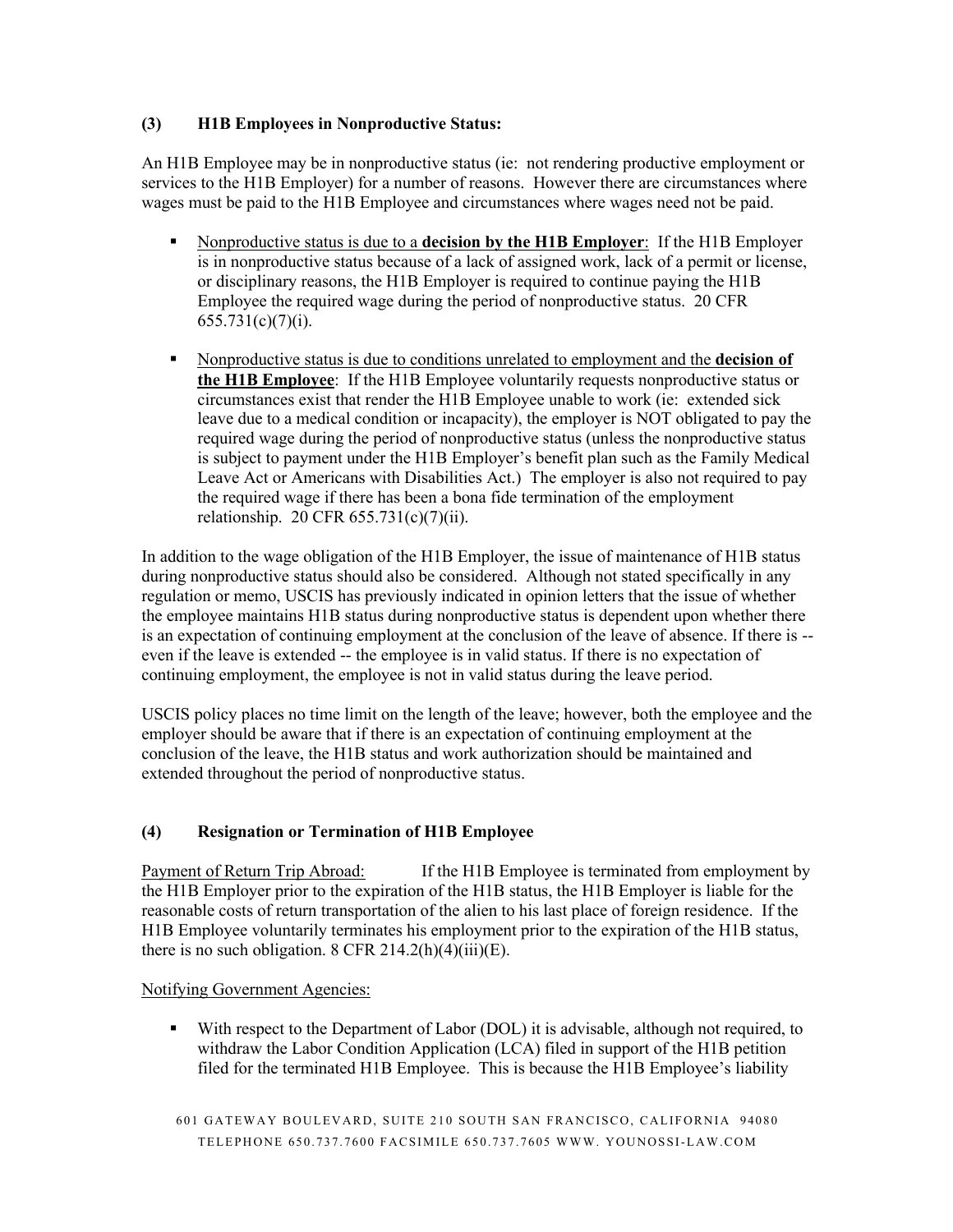### (3) H1B Employees in Nonproductive Status:

An H1B Employee may be in nonproductive status (ie: not rendering productive employment or services to the H1B Employer) for a number of reasons. However there are circumstances where wages must be paid to the H1B Employee and circumstances where wages need not be paid.

- Nonproductive status is due to a **decision by the H1B Employer**: If the H1B Employer is in nonproductive status because of a lack of assigned work, lack of a permit or license, or disciplinary reasons, the H1B Employer is required to continue paying the H1B Employee the required wage during the period of nonproductive status. 20 CFR 655.731(c)(7)(i).
- Nonproductive status is due to conditions unrelated to employment and the **decision of the H1B Employee**: If the H1B Employee voluntarily requests nonproductive status or circumstances exist that render the H1B Employee unable to work (ie: extended sick leave due to a medical condition or incapacity), the employer is NOT obligated to pay the required wage during the period of nonproductive status (unless the nonproductive status is subject to payment under the H1B Employer's benefit plan such as the Family Medical Leave Act or Americans with Disabilities Act.) The employer is also not required to pay the required wage if there has been a bona fide termination of the employment relationship. 20 CFR 655.731(c)(7)(ii).

In addition to the wage obligation of the H1B Employer, the issue of maintenance of H1B status during nonproductive status should also be considered. Although not stated specifically in any regulation or memo, USCIS has previously indicated in opinion letters that the issue of whether the employee maintains H1B status during nonproductive status is dependent upon whether there is an expectation of continuing employment at the conclusion of the leave of absence. If there is -- even if the leave is extended -- the employee is in valid status. If there is no expectation of continuing employment, the employee is not in valid status during the leave period.

USCIS policy places no time limit on the length of the leave; however, both the employee and the employer should be aware that if there is an expectation of continuing employment at the conclusion of the leave, the H1B status and work authorization should be maintained and extended throughout the period of nonproductive status.

### (4) Resignation or Termination of H1B Employee

Payment of Return Trip Abroad: If the H1B Employee is terminated from employment by the H1B Employer prior to the expiration of the H1B status, the H1B Employer is liable for the reasonable costs of return transportation of the alien to his last place of foreign residence. If the H1B Employee voluntarily terminates his employment prior to the expiration of the H1B status, there is no such obligation. 8 CFR 214.2(h)(4)(iii)(E).

Notifying Government Agencies:

- With respect to the Department of Labor (DOL) it is advisable, although not required, to withdraw the Labor Condition Application (LCA) filed in support of the H1B petition filed for the terminated H1B Employee. This is because the H1B Employee's liability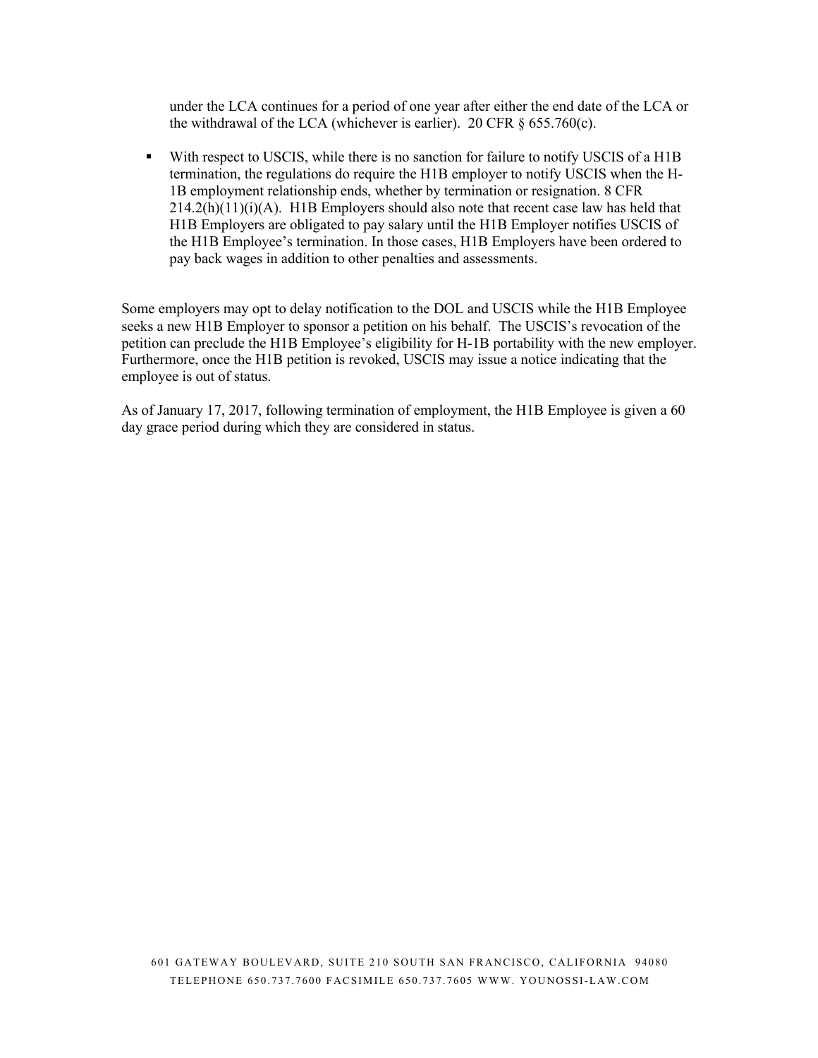under the LCA continues for a period of one year after either the end date of the LCA or the withdrawal of the LCA (whichever is earlier). 20 CFR § 655.760(c).

- With respect to USCIS, while there is no sanction for failure to notify USCIS of a H1B termination, the regulations do require the H1B employer to notify USCIS when the H-1B employment relationship ends, whether by termination or resignation. 8 CFR 214.2(h)(11)(i)(A). H1B Employers should also note that recent case law has held that H1B Employers are obligated to pay salary until the H1B Employer notifies USCIS of the H1B Employee's termination. In those cases, H1B Employers have been ordered to pay back wages in addition to other penalties and assessments.

Some employers may opt to delay notification to the DOL and USCIS while the H1B Employee seeks a new H1B Employer to sponsor a petition on his behalf. The USCIS's revocation of the petition can preclude the H1B Employee's eligibility for H-1B portability with the new employer. Furthermore, once the H1B petition is revoked, USCIS may issue a notice indicating that the employee is out of status.

As of January 17, 2017, following termination of employment, the H1B Employee is given a 60 day grace period during which they are considered in status.